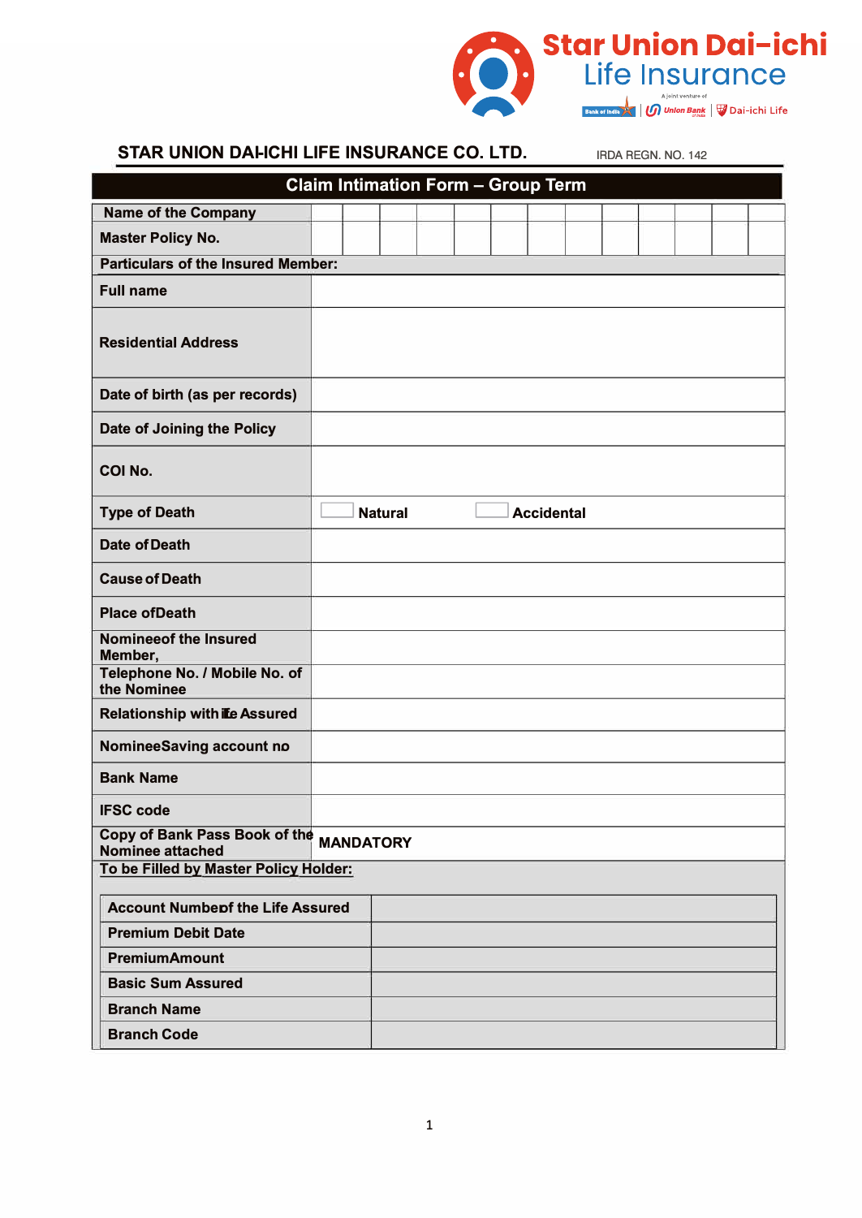Star Union Dai-ichi Life Insurance

A joint venture of Bank of India | Union Bank of India | Dai-ichi Life

**STAR UNION DAI-ICHI LIFE INSURANCE CO. LTD.** IRDA REGN. NO. 142

## Claim Intimation Form – Group Term

| | |
|---|---|
| **Name of the Company** | |
| **Master Policy No.** | |
| **Particulars of the Insured Member:** | |
| **Full name** | |
| **Residential Address** | |
| **Date of birth (as per records)** | |
| **Date of Joining the Policy** | |
| **COI No.** | |
| **Type of Death** | ☐ **Natural** ☐ **Accidental** |
| **Date of Death** | |
| **Cause of Death** | |
| **Place of Death** | |
| **Nominee of the Insured Member,** | |
| **Telephone No. / Mobile No. of the Nominee** | |
| **Relationship with the Assured** | |
| **Nominee Saving account no** | |
| **Bank Name** | |
| **IFSC code** | |
| **Copy of Bank Pass Book of the Nominee attached** | **MANDATORY** |

**To be Filled by Master Policy Holder:**

| | |
|---|---|
| **Account Number of the Life Assured** | |
| **Premium Debit Date** | |
| **Premium Amount** | |
| **Basic Sum Assured** | |
| **Branch Name** | |
| **Branch Code** | |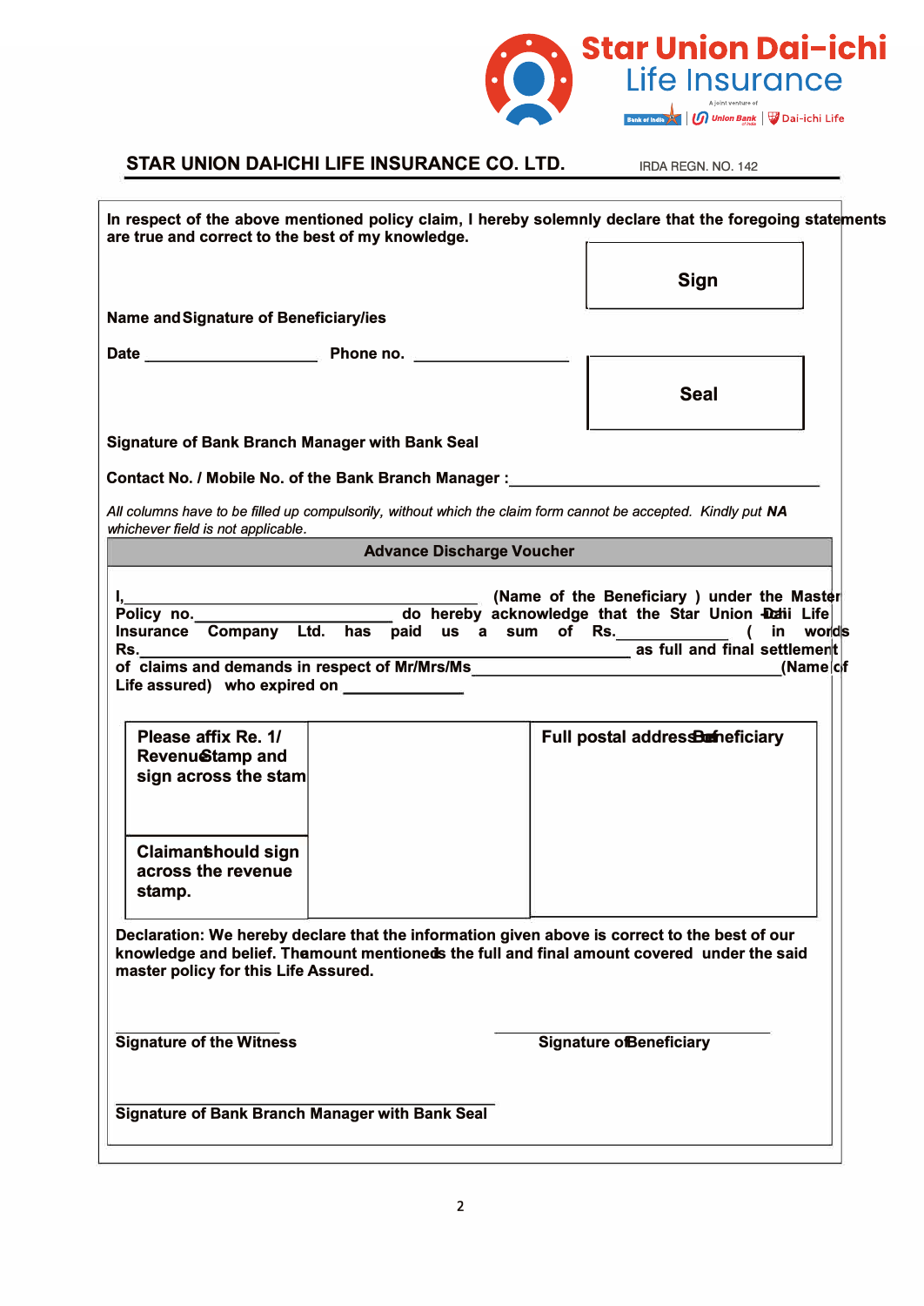Star Union Dai-ichi Life Insurance

A joint venture of Bank of India | Union Bank of India | Dai-ichi Life

**STAR UNION DAI-ICHI LIFE INSURANCE CO. LTD.** IRDA REGN. NO. 142

**In respect of the above mentioned policy claim, I hereby solemnly declare that the foregoing statements are true and correct to the best of my knowledge.**

| **Sign** |
|---|

**Name and Signature of Beneficiary/ies**

**Date** ____________________ **Phone no.** ____________________

| **Seal** |
|---|

**Signature of Bank Branch Manager with Bank Seal**

**Contact No. / Mobile No. of the Bank Branch Manager :**________________________________

*All columns have to be filled up compulsorily, without which the claim form cannot be accepted. Kindly put **NA** whichever field is not applicable.*

## Advance Discharge Voucher

**I,**______________________________________ **(Name of the Beneficiary ) under the Master Policy no.**__________________________ **do hereby acknowledge that the Star Union Dai-ichi Life Insurance Company Ltd. has paid us a sum of Rs.**____________ **( in words Rs.**________________________________________ **as full and final settlement of claims and demands in respect of Mr/Mrs/Ms**________________________________________**(Name of Life assured) who expired on** ______________

| **Please affix Re. 1/ Revenue Stamp and sign across the stamp** | | **Full postal address Beneficiary** |
|---|---|---|
| **Claimant should sign across the revenue stamp.** | | |

**Declaration: We hereby declare that the information given above is correct to the best of our knowledge and belief. The amount mentioned is the full and final amount covered under the said master policy for this Life Assured.**

______________________ ______________________

**Signature of the Witness** **Signature of Beneficiary**

________________________________________

**Signature of Bank Branch Manager with Bank Seal**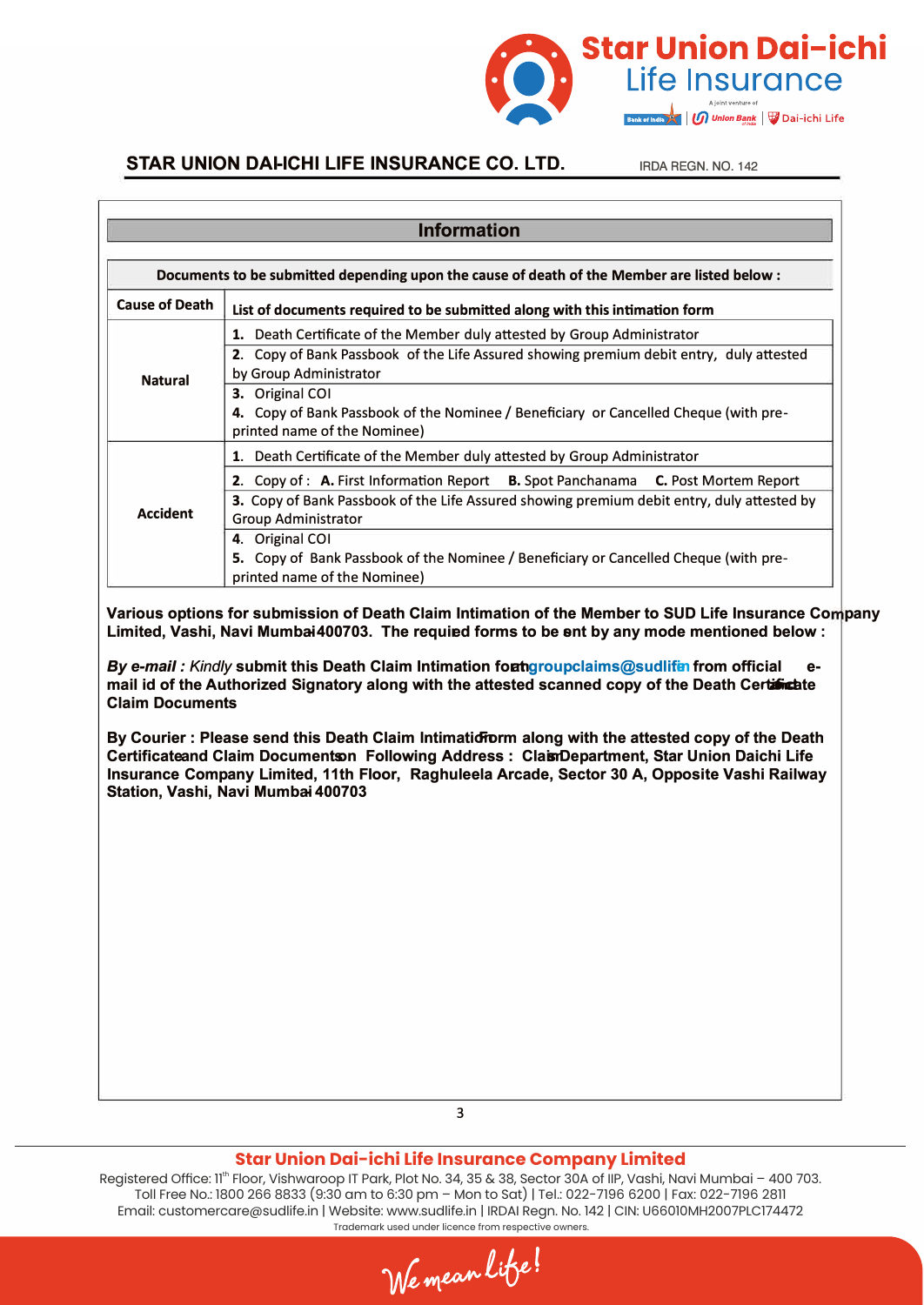## STAR UNION DAI-ICHI LIFE INSURANCE CO. LTD.

IRDA REGN. NO. 142

## Information

**Documents to be submitted depending upon the cause of death of the Member are listed below :**

| Cause of Death | List of documents required to be submitted along with this intimation form |
|---|---|
| **Natural** | **1.** Death Certificate of the Member duly attested by Group Administrator |
| | **2.** Copy of Bank Passbook of the Life Assured showing premium debit entry, duly attested by Group Administrator |
| | **3.** Original COI<br>**4.** Copy of Bank Passbook of the Nominee / Beneficiary or Cancelled Cheque (with pre-printed name of the Nominee) |
| **Accident** | **1.** Death Certificate of the Member duly attested by Group Administrator |
| | **2.** Copy of : **A.** First Information Report **B.** Spot Panchanama **C.** Post Mortem Report |
| | **3.** Copy of Bank Passbook of the Life Assured showing premium debit entry, duly attested by Group Administrator |
| | **4.** Original COI<br>**5.** Copy of Bank Passbook of the Nominee / Beneficiary or Cancelled Cheque (with pre-printed name of the Nominee) |

**Various options for submission of Death Claim Intimation of the Member to SUD Life Insurance Company Limited, Vashi, Navi Mumbai 400703. The required forms to be sent by any mode mentioned below :**

***By e-mail :*** *Kindly* **submit this Death Claim Intimation form at groupclaims@sudlife.in from official e-mail id of the Authorized Signatory along with the attested scanned copy of the Death Certificate Claim Documents**

**By Courier : Please send this Death Claim Intimation Form along with the attested copy of the Death Certificate and Claim Documents on Following Address : Claim Department, Star Union Daichi Life Insurance Company Limited, 11th Floor, Raghuleela Arcade, Sector 30 A, Opposite Vashi Railway Station, Vashi, Navi Mumbai 400703**

**Star Union Dai-ichi Life Insurance Company Limited**

Registered Office: 11th Floor, Vishwaroop IT Park, Plot No. 34, 35 & 38, Sector 30A of IIP, Vashi, Navi Mumbai – 400 703.
Toll Free No.: 1800 266 8833 (9:30 am to 6:30 pm – Mon to Sat) | Tel.: 022-7196 6200 | Fax: 022-7196 2811
Email: customercare@sudlife.in | Website: www.sudlife.in | IRDAI Regn. No. 142 | CIN: U66010MH2007PLC174472
Trademark used under licence from respective owners.

We mean life!